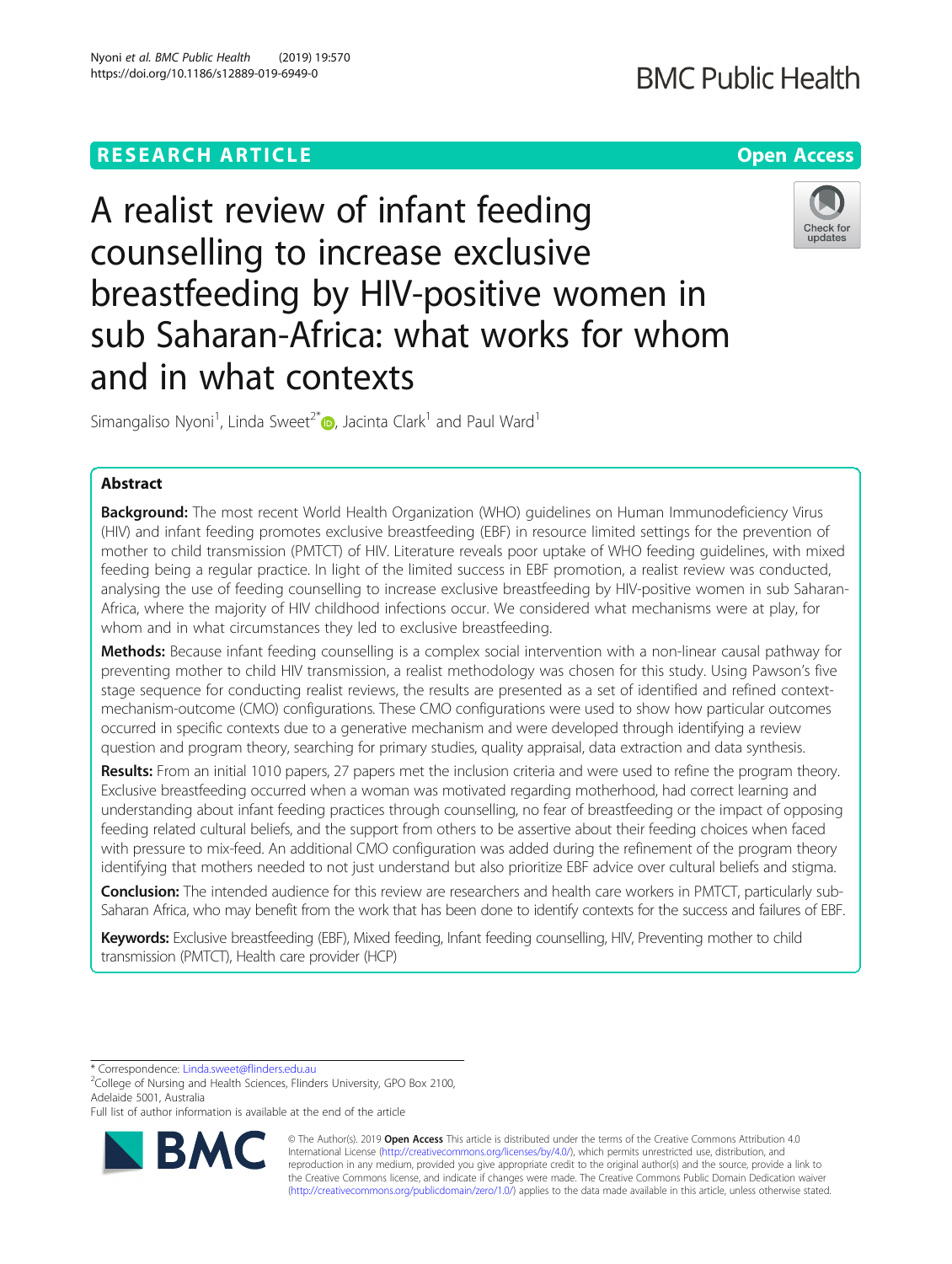RESEARCH ARTICLE

Open Access

# A realist review of infant feeding counselling to increase exclusive breastfeeding by HIV-positive women in sub Saharan-Africa: what works for whom and in what contexts

Simangaliso Nyoni[1], Linda Sweet[2*], Jacinta Clark[1] and Paul Ward[1]

## Abstract

**Background:** The most recent World Health Organization (WHO) guidelines on Human Immunodeficiency Virus (HIV) and infant feeding promotes exclusive breastfeeding (EBF) in resource limited settings for the prevention of mother to child transmission (PMTCT) of HIV. Literature reveals poor uptake of WHO feeding guidelines, with mixed feeding being a regular practice. In light of the limited success in EBF promotion, a realist review was conducted, analysing the use of feeding counselling to increase exclusive breastfeeding by HIV-positive women in sub Saharan-Africa, where the majority of HIV childhood infections occur. We considered what mechanisms were at play, for whom and in what circumstances they led to exclusive breastfeeding.

**Methods:** Because infant feeding counselling is a complex social intervention with a non-linear causal pathway for preventing mother to child HIV transmission, a realist methodology was chosen for this study. Using Pawson's five stage sequence for conducting realist reviews, the results are presented as a set of identified and refined context-mechanism-outcome (CMO) configurations. These CMO configurations were used to show how particular outcomes occurred in specific contexts due to a generative mechanism and were developed through identifying a review question and program theory, searching for primary studies, quality appraisal, data extraction and data synthesis.

**Results:** From an initial 1010 papers, 27 papers met the inclusion criteria and were used to refine the program theory. Exclusive breastfeeding occurred when a woman was motivated regarding motherhood, had correct learning and understanding about infant feeding practices through counselling, no fear of breastfeeding or the impact of opposing feeding related cultural beliefs, and the support from others to be assertive about their feeding choices when faced with pressure to mix-feed. An additional CMO configuration was added during the refinement of the program theory identifying that mothers needed to not just understand but also prioritize EBF advice over cultural beliefs and stigma.

**Conclusion:** The intended audience for this review are researchers and health care workers in PMTCT, particularly sub-Saharan Africa, who may benefit from the work that has been done to identify contexts for the success and failures of EBF.

**Keywords:** Exclusive breastfeeding (EBF), Mixed feeding, Infant feeding counselling, HIV, Preventing mother to child transmission (PMTCT), Health care provider (HCP)

---

* Correspondence: Linda.sweet@flinders.edu.au
[2]College of Nursing and Health Sciences, Flinders University, GPO Box 2100, Adelaide 5001, Australia
Full list of author information is available at the end of the article

© The Author(s). 2019 **Open Access** This article is distributed under the terms of the Creative Commons Attribution 4.0 International License (http://creativecommons.org/licenses/by/4.0/), which permits unrestricted use, distribution, and reproduction in any medium, provided you give appropriate credit to the original author(s) and the source, provide a link to the Creative Commons license, and indicate if changes were made. The Creative Commons Public Domain Dedication waiver (http://creativecommons.org/publicdomain/zero/1.0/) applies to the data made available in this article, unless otherwise stated.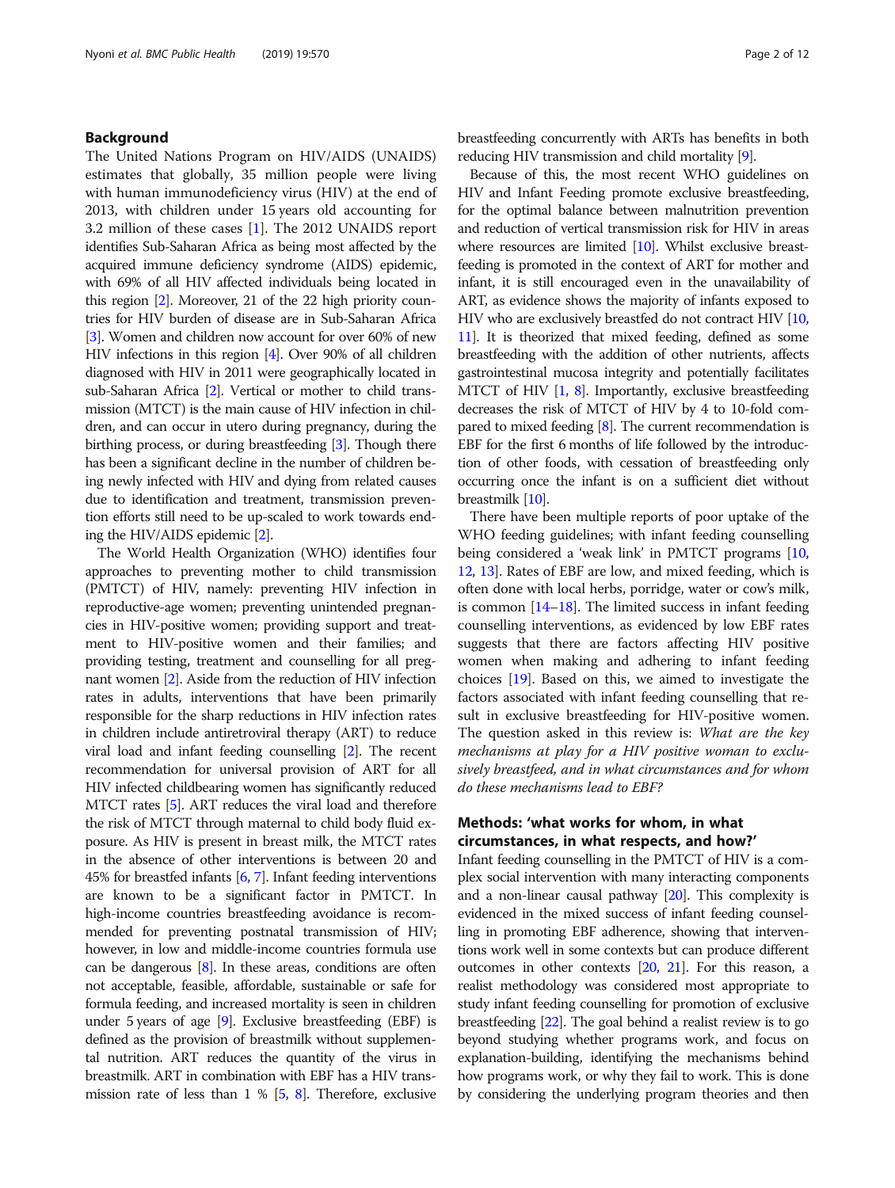## Background

The United Nations Program on HIV/AIDS (UNAIDS) estimates that globally, 35 million people were living with human immunodeficiency virus (HIV) at the end of 2013, with children under 15 years old accounting for 3.2 million of these cases [1]. The 2012 UNAIDS report identifies Sub-Saharan Africa as being most affected by the acquired immune deficiency syndrome (AIDS) epidemic, with 69% of all HIV affected individuals being located in this region [2]. Moreover, 21 of the 22 high priority countries for HIV burden of disease are in Sub-Saharan Africa [3]. Women and children now account for over 60% of new HIV infections in this region [4]. Over 90% of all children diagnosed with HIV in 2011 were geographically located in sub-Saharan Africa [2]. Vertical or mother to child transmission (MTCT) is the main cause of HIV infection in children, and can occur in utero during pregnancy, during the birthing process, or during breastfeeding [3]. Though there has been a significant decline in the number of children being newly infected with HIV and dying from related causes due to identification and treatment, transmission prevention efforts still need to be up-scaled to work towards ending the HIV/AIDS epidemic [2].

The World Health Organization (WHO) identifies four approaches to preventing mother to child transmission (PMTCT) of HIV, namely: preventing HIV infection in reproductive-age women; preventing unintended pregnancies in HIV-positive women; providing support and treatment to HIV-positive women and their families; and providing testing, treatment and counselling for all pregnant women [2]. Aside from the reduction of HIV infection rates in adults, interventions that have been primarily responsible for the sharp reductions in HIV infection rates in children include antiretroviral therapy (ART) to reduce viral load and infant feeding counselling [2]. The recent recommendation for universal provision of ART for all HIV infected childbearing women has significantly reduced MTCT rates [5]. ART reduces the viral load and therefore the risk of MTCT through maternal to child body fluid exposure. As HIV is present in breast milk, the MTCT rates in the absence of other interventions is between 20 and 45% for breastfed infants [6, 7]. Infant feeding interventions are known to be a significant factor in PMTCT. In high-income countries breastfeeding avoidance is recommended for preventing postnatal transmission of HIV; however, in low and middle-income countries formula use can be dangerous [8]. In these areas, conditions are often not acceptable, feasible, affordable, sustainable or safe for formula feeding, and increased mortality is seen in children under 5 years of age [9]. Exclusive breastfeeding (EBF) is defined as the provision of breastmilk without supplemental nutrition. ART reduces the quantity of the virus in breastmilk. ART in combination with EBF has a HIV transmission rate of less than 1 % [5, 8]. Therefore, exclusive breastfeeding concurrently with ARTs has benefits in both reducing HIV transmission and child mortality [9].

Because of this, the most recent WHO guidelines on HIV and Infant Feeding promote exclusive breastfeeding, for the optimal balance between malnutrition prevention and reduction of vertical transmission risk for HIV in areas where resources are limited [10]. Whilst exclusive breastfeeding is promoted in the context of ART for mother and infant, it is still encouraged even in the unavailability of ART, as evidence shows the majority of infants exposed to HIV who are exclusively breastfed do not contract HIV [10, 11]. It is theorized that mixed feeding, defined as some breastfeeding with the addition of other nutrients, affects gastrointestinal mucosa integrity and potentially facilitates MTCT of HIV [1, 8]. Importantly, exclusive breastfeeding decreases the risk of MTCT of HIV by 4 to 10-fold compared to mixed feeding [8]. The current recommendation is EBF for the first 6 months of life followed by the introduction of other foods, with cessation of breastfeeding only occurring once the infant is on a sufficient diet without breastmilk [10].

There have been multiple reports of poor uptake of the WHO feeding guidelines; with infant feeding counselling being considered a 'weak link' in PMTCT programs [10, 12, 13]. Rates of EBF are low, and mixed feeding, which is often done with local herbs, porridge, water or cow's milk, is common [14–18]. The limited success in infant feeding counselling interventions, as evidenced by low EBF rates suggests that there are factors affecting HIV positive women when making and adhering to infant feeding choices [19]. Based on this, we aimed to investigate the factors associated with infant feeding counselling that result in exclusive breastfeeding for HIV-positive women. The question asked in this review is: *What are the key mechanisms at play for a HIV positive woman to exclusively breastfeed, and in what circumstances and for whom do these mechanisms lead to EBF?*

## Methods: 'what works for whom, in what circumstances, in what respects, and how?'

Infant feeding counselling in the PMTCT of HIV is a complex social intervention with many interacting components and a non-linear causal pathway [20]. This complexity is evidenced in the mixed success of infant feeding counselling in promoting EBF adherence, showing that interventions work well in some contexts but can produce different outcomes in other contexts [20, 21]. For this reason, a realist methodology was considered most appropriate to study infant feeding counselling for promotion of exclusive breastfeeding [22]. The goal behind a realist review is to go beyond studying whether programs work, and focus on explanation-building, identifying the mechanisms behind how programs work, or why they fail to work. This is done by considering the underlying program theories and then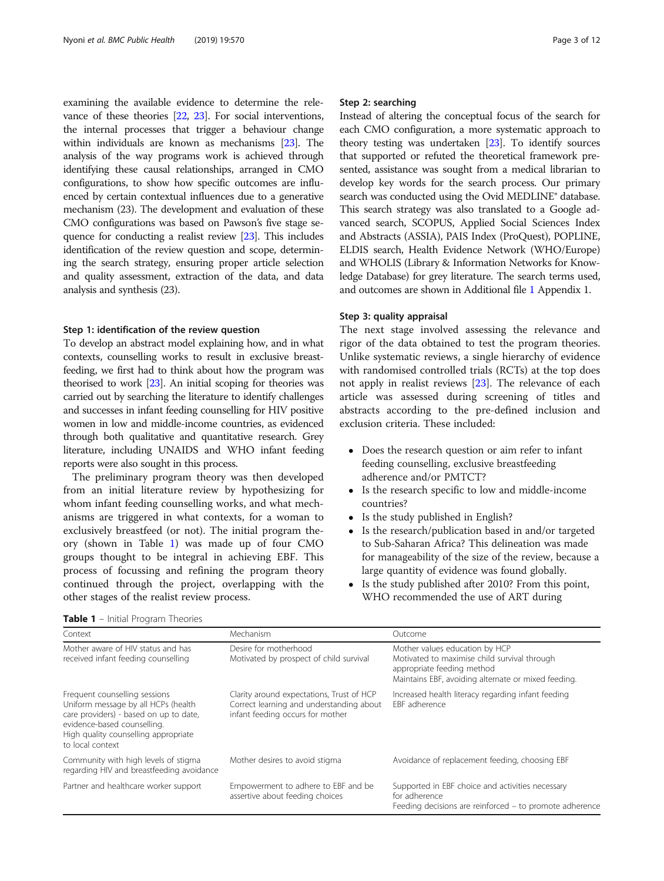examining the available evidence to determine the relevance of these theories [22, 23]. For social interventions, the internal processes that trigger a behaviour change within individuals are known as mechanisms [23]. The analysis of the way programs work is achieved through identifying these causal relationships, arranged in CMO configurations, to show how specific outcomes are influenced by certain contextual influences due to a generative mechanism (23). The development and evaluation of these CMO configurations was based on Pawson's five stage sequence for conducting a realist review [23]. This includes identification of the review question and scope, determining the search strategy, ensuring proper article selection and quality assessment, extraction of the data, and data analysis and synthesis (23).

### Step 1: identification of the review question

To develop an abstract model explaining how, and in what contexts, counselling works to result in exclusive breastfeeding, we first had to think about how the program was theorised to work [23]. An initial scoping for theories was carried out by searching the literature to identify challenges and successes in infant feeding counselling for HIV positive women in low and middle-income countries, as evidenced through both qualitative and quantitative research. Grey literature, including UNAIDS and WHO infant feeding reports were also sought in this process.

The preliminary program theory was then developed from an initial literature review by hypothesizing for whom infant feeding counselling works, and what mechanisms are triggered in what contexts, for a woman to exclusively breastfeed (or not). The initial program theory (shown in Table 1) was made up of four CMO groups thought to be integral in achieving EBF. This process of focussing and refining the program theory continued through the project, overlapping with the other stages of the realist review process.

### Step 2: searching

Instead of altering the conceptual focus of the search for each CMO configuration, a more systematic approach to theory testing was undertaken [23]. To identify sources that supported or refuted the theoretical framework presented, assistance was sought from a medical librarian to develop key words for the search process. Our primary search was conducted using the Ovid MEDLINE® database. This search strategy was also translated to a Google advanced search, SCOPUS, Applied Social Sciences Index and Abstracts (ASSIA), PAIS Index (ProQuest), POPLINE, ELDIS search, Health Evidence Network (WHO/Europe) and WHOLIS (Library & Information Networks for Knowledge Database) for grey literature. The search terms used, and outcomes are shown in Additional file 1 Appendix 1.

### Step 3: quality appraisal

The next stage involved assessing the relevance and rigor of the data obtained to test the program theories. Unlike systematic reviews, a single hierarchy of evidence with randomised controlled trials (RCTs) at the top does not apply in realist reviews [23]. The relevance of each article was assessed during screening of titles and abstracts according to the pre-defined inclusion and exclusion criteria. These included:

- Does the research question or aim refer to infant feeding counselling, exclusive breastfeeding adherence and/or PMTCT?
- Is the research specific to low and middle-income countries?
- Is the study published in English?
- Is the research/publication based in and/or targeted to Sub-Saharan Africa? This delineation was made for manageability of the size of the review, because a large quantity of evidence was found globally.
- Is the study published after 2010? From this point, WHO recommended the use of ART during

**Table 1** – Initial Program Theories

| Context | Mechanism | Outcome |
|---|---|---|
| Mother aware of HIV status and has received infant feeding counselling | Desire for motherhood<br>Motivated by prospect of child survival | Mother values education by HCP<br>Motivated to maximise child survival through appropriate feeding method<br>Maintains EBF, avoiding alternate or mixed feeding. |
| Frequent counselling sessions<br>Uniform message by all HCPs (health care providers) - based on up to date, evidence-based counselling.<br>High quality counselling appropriate to local context | Clarity around expectations, Trust of HCP<br>Correct learning and understanding about infant feeding occurs for mother | Increased health literacy regarding infant feeding<br>EBF adherence |
| Community with high levels of stigma regarding HIV and breastfeeding avoidance | Mother desires to avoid stigma | Avoidance of replacement feeding, choosing EBF |
| Partner and healthcare worker support | Empowerment to adhere to EBF and be assertive about feeding choices | Supported in EBF choice and activities necessary for adherence<br>Feeding decisions are reinforced – to promote adherence |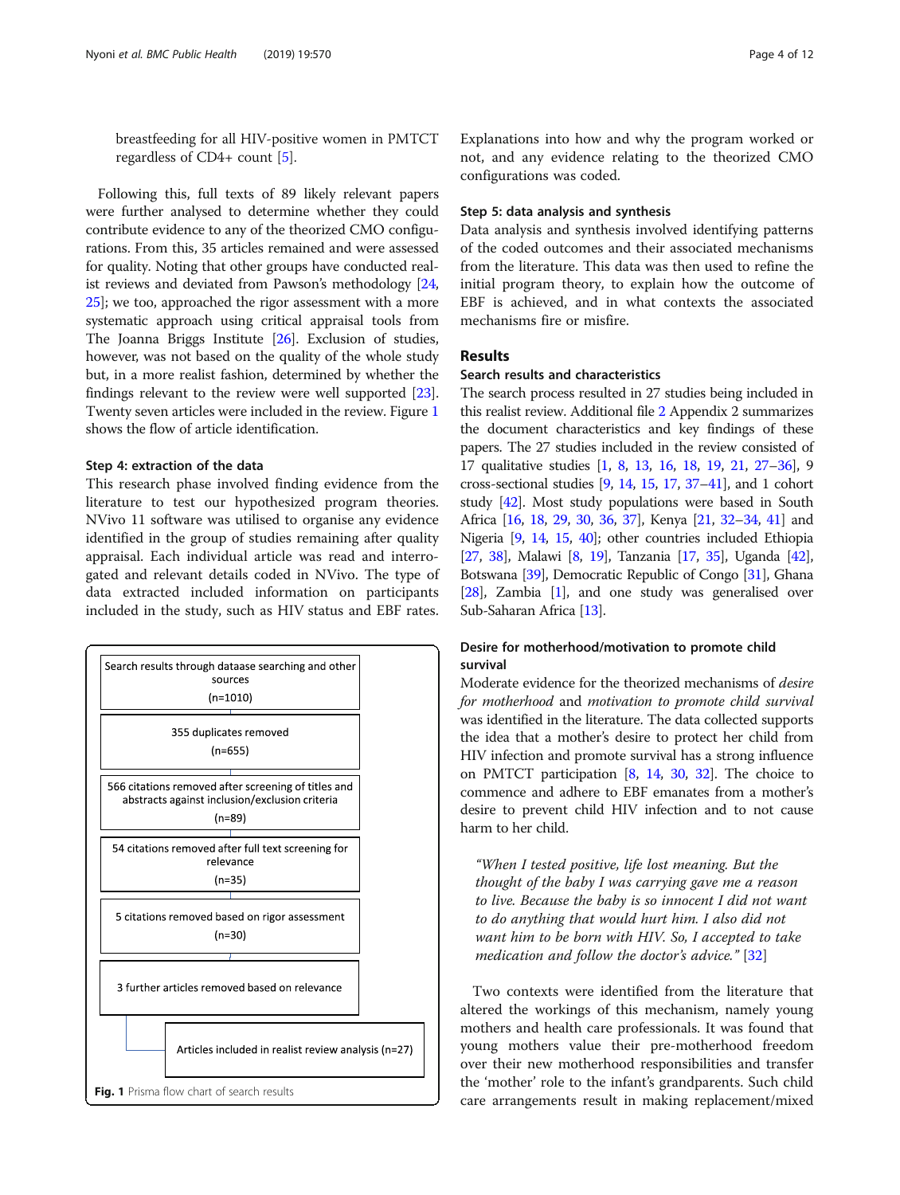breastfeeding for all HIV-positive women in PMTCT regardless of CD4+ count [5].

Following this, full texts of 89 likely relevant papers were further analysed to determine whether they could contribute evidence to any of the theorized CMO configurations. From this, 35 articles remained and were assessed for quality. Noting that other groups have conducted realist reviews and deviated from Pawson's methodology [24, 25]; we too, approached the rigor assessment with a more systematic approach using critical appraisal tools from The Joanna Briggs Institute [26]. Exclusion of studies, however, was not based on the quality of the whole study but, in a more realist fashion, determined by whether the findings relevant to the review were well supported [23]. Twenty seven articles were included in the review. Figure 1 shows the flow of article identification.

### Step 4: extraction of the data

This research phase involved finding evidence from the literature to test our hypothesized program theories. NVivo 11 software was utilised to organise any evidence identified in the group of studies remaining after quality appraisal. Each individual article was read and interrogated and relevant details coded in NVivo. The type of data extracted included information on participants included in the study, such as HIV status and EBF rates.

Search results through dataase searching and other sources
(n=1010)

355 duplicates removed
(n=655)

566 citations removed after screening of titles and abstracts against inclusion/exclusion criteria
(n=89)

54 citations removed after full text screening for relevance
(n=35)

5 citations removed based on rigor assessment
(n=30)

3 further articles removed based on relevance

Articles included in realist review analysis (n=27)

**Fig. 1** Prisma flow chart of search results

Explanations into how and why the program worked or not, and any evidence relating to the theorized CMO configurations was coded.

### Step 5: data analysis and synthesis

Data analysis and synthesis involved identifying patterns of the coded outcomes and their associated mechanisms from the literature. This data was then used to refine the initial program theory, to explain how the outcome of EBF is achieved, and in what contexts the associated mechanisms fire or misfire.

## Results

### Search results and characteristics

The search process resulted in 27 studies being included in this realist review. Additional file 2 Appendix 2 summarizes the document characteristics and key findings of these papers. The 27 studies included in the review consisted of 17 qualitative studies [1, 8, 13, 16, 18, 19, 21, 27–36], 9 cross-sectional studies [9, 14, 15, 17, 37–41], and 1 cohort study [42]. Most study populations were based in South Africa [16, 18, 29, 30, 36, 37], Kenya [21, 32–34, 41] and Nigeria [9, 14, 15, 40]; other countries included Ethiopia [27, 38], Malawi [8, 19], Tanzania [17, 35], Uganda [42], Botswana [39], Democratic Republic of Congo [31], Ghana [28], Zambia [1], and one study was generalised over Sub-Saharan Africa [13].

### Desire for motherhood/motivation to promote child survival

Moderate evidence for the theorized mechanisms of *desire for motherhood* and *motivation to promote child survival* was identified in the literature. The data collected supports the idea that a mother's desire to protect her child from HIV infection and promote survival has a strong influence on PMTCT participation [8, 14, 30, 32]. The choice to commence and adhere to EBF emanates from a mother's desire to prevent child HIV infection and to not cause harm to her child.

> *"When I tested positive, life lost meaning. But the thought of the baby I was carrying gave me a reason to live. Because the baby is so innocent I did not want to do anything that would hurt him. I also did not want him to be born with HIV. So, I accepted to take medication and follow the doctor's advice."* [32]

Two contexts were identified from the literature that altered the workings of this mechanism, namely young mothers and health care professionals. It was found that young mothers value their pre-motherhood freedom over their new motherhood responsibilities and transfer the 'mother' role to the infant's grandparents. Such child care arrangements result in making replacement/mixed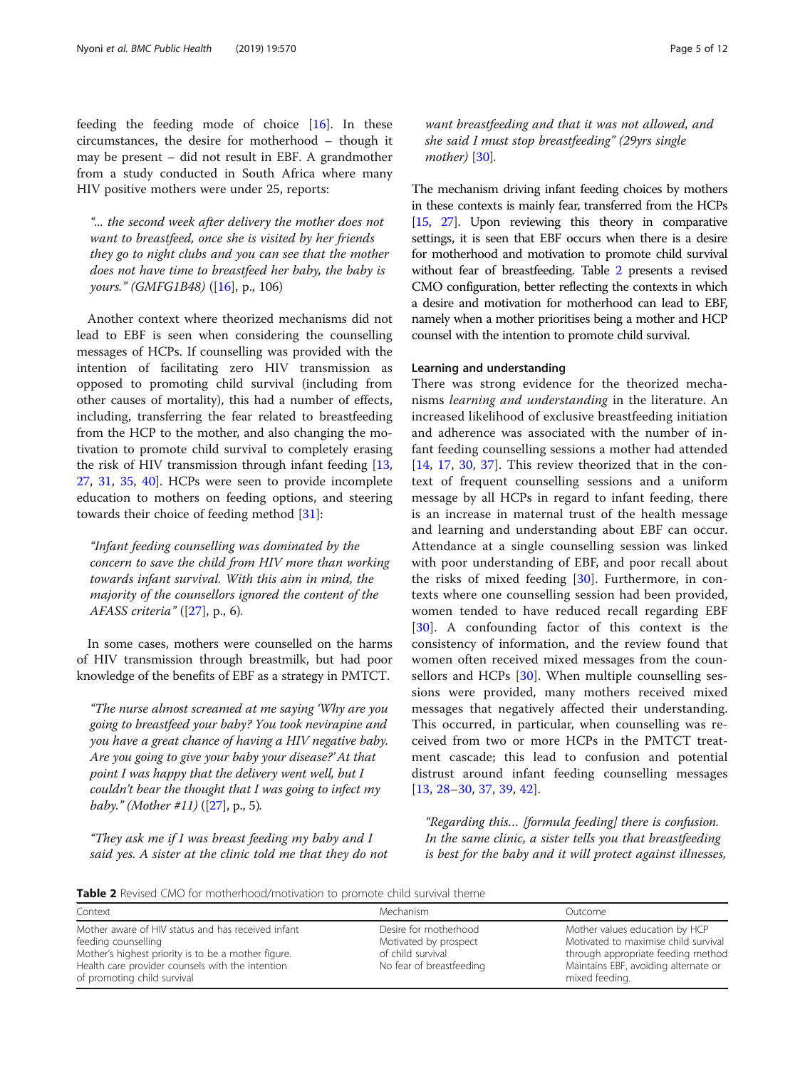feeding the feeding mode of choice [16]. In these circumstances, the desire for motherhood – though it may be present – did not result in EBF. A grandmother from a study conducted in South Africa where many HIV positive mothers were under 25, reports:

> *"... the second week after delivery the mother does not want to breastfeed, once she is visited by her friends they go to night clubs and you can see that the mother does not have time to breastfeed her baby, the baby is yours." (GMFG1B48)* ([16], p., 106)

Another context where theorized mechanisms did not lead to EBF is seen when considering the counselling messages of HCPs. If counselling was provided with the intention of facilitating zero HIV transmission as opposed to promoting child survival (including from other causes of mortality), this had a number of effects, including, transferring the fear related to breastfeeding from the HCP to the mother, and also changing the motivation to promote child survival to completely erasing the risk of HIV transmission through infant feeding [13, 27, 31, 35, 40]. HCPs were seen to provide incomplete education to mothers on feeding options, and steering towards their choice of feeding method [31]:

> *"Infant feeding counselling was dominated by the concern to save the child from HIV more than working towards infant survival. With this aim in mind, the majority of the counsellors ignored the content of the AFASS criteria"* ([27], p., 6).

In some cases, mothers were counselled on the harms of HIV transmission through breastmilk, but had poor knowledge of the benefits of EBF as a strategy in PMTCT.

> *"The nurse almost screamed at me saying 'Why are you going to breastfeed your baby? You took nevirapine and you have a great chance of having a HIV negative baby. Are you going to give your baby your disease?' At that point I was happy that the delivery went well, but I couldn't bear the thought that I was going to infect my baby." (Mother #11)* ([27], p., 5).

> *"They ask me if I was breast feeding my baby and I said yes. A sister at the clinic told me that they do not want breastfeeding and that it was not allowed, and she said I must stop breastfeeding" (29yrs single mother)* [30].

The mechanism driving infant feeding choices by mothers in these contexts is mainly fear, transferred from the HCPs [15, 27]. Upon reviewing this theory in comparative settings, it is seen that EBF occurs when there is a desire for motherhood and motivation to promote child survival without fear of breastfeeding. Table 2 presents a revised CMO configuration, better reflecting the contexts in which a desire and motivation for motherhood can lead to EBF, namely when a mother prioritises being a mother and HCP counsel with the intention to promote child survival.

### Learning and understanding

There was strong evidence for the theorized mechanisms *learning and understanding* in the literature. An increased likelihood of exclusive breastfeeding initiation and adherence was associated with the number of infant feeding counselling sessions a mother had attended [14, 17, 30, 37]. This review theorized that in the context of frequent counselling sessions and a uniform message by all HCPs in regard to infant feeding, there is an increase in maternal trust of the health message and learning and understanding about EBF can occur. Attendance at a single counselling session was linked with poor understanding of EBF, and poor recall about the risks of mixed feeding [30]. Furthermore, in contexts where one counselling session had been provided, women tended to have reduced recall regarding EBF [30]. A confounding factor of this context is the consistency of information, and the review found that women often received mixed messages from the counsellors and HCPs [30]. When multiple counselling sessions were provided, many mothers received mixed messages that negatively affected their understanding. This occurred, in particular, when counselling was received from two or more HCPs in the PMTCT treatment cascade; this lead to confusion and potential distrust around infant feeding counselling messages [13, 28–30, 37, 39, 42].

> *"Regarding this... [formula feeding] there is confusion. In the same clinic, a sister tells you that breastfeeding is best for the baby and it will protect against illnesses,*

**Table 2** Revised CMO for motherhood/motivation to promote child survival theme

| Context | Mechanism | Outcome |
|---|---|---|
| Mother aware of HIV status and has received infant feeding counselling<br>Mother's highest priority is to be a mother figure.<br>Health care provider counsels with the intention of promoting child survival | Desire for motherhood<br>Motivated by prospect of child survival<br>No fear of breastfeeding | Mother values education by HCP<br>Motivated to maximise child survival through appropriate feeding method<br>Maintains EBF, avoiding alternate or mixed feeding. |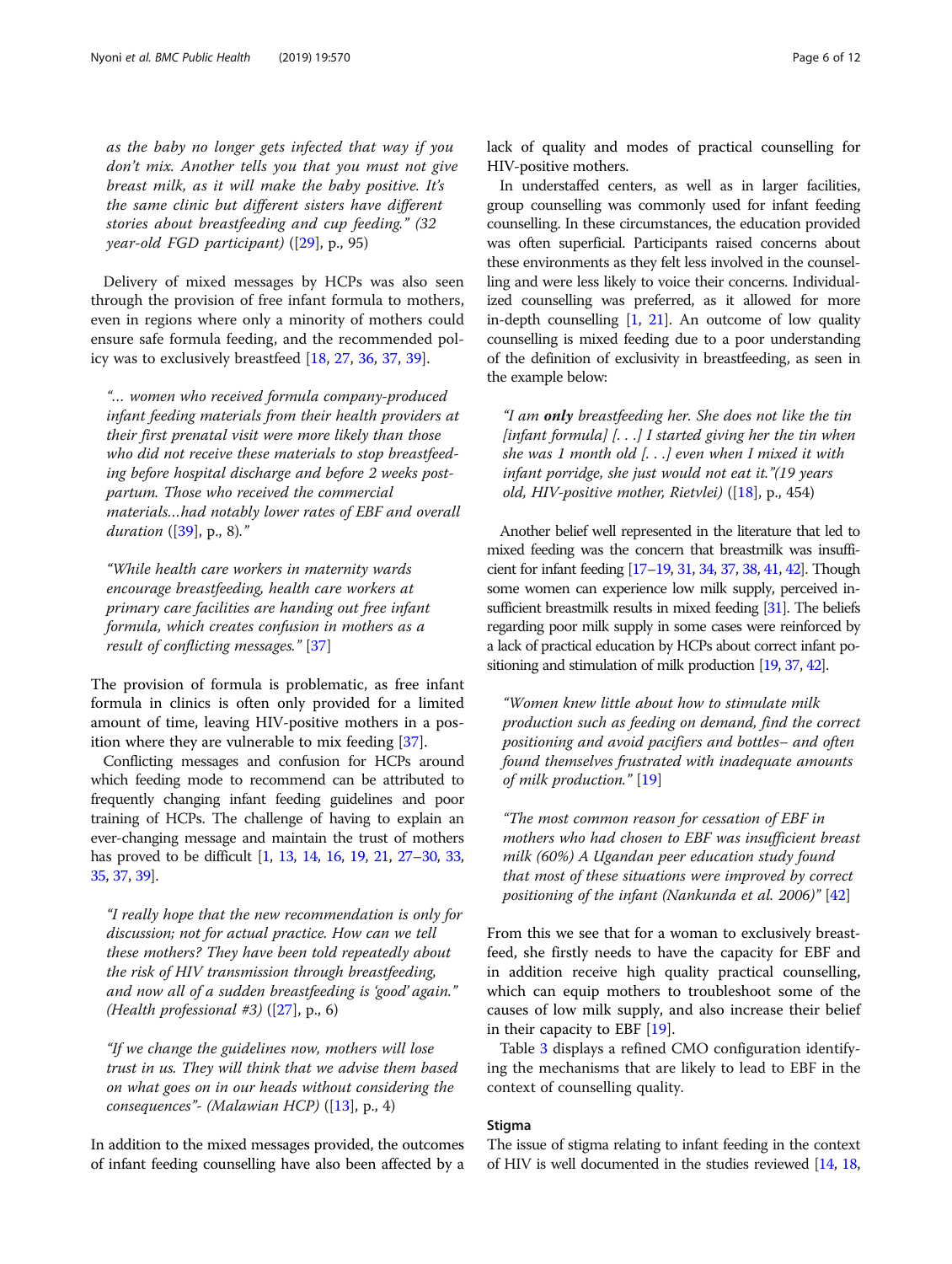*as the baby no longer gets infected that way if you don't mix. Another tells you that you must not give breast milk, as it will make the baby positive. It's the same clinic but different sisters have different stories about breastfeeding and cup feeding." (32 year-old FGD participant)* ([29], p., 95)

Delivery of mixed messages by HCPs was also seen through the provision of free infant formula to mothers, even in regions where only a minority of mothers could ensure safe formula feeding, and the recommended policy was to exclusively breastfeed [18, 27, 36, 37, 39].

> *"... women who received formula company-produced infant feeding materials from their health providers at their first prenatal visit were more likely than those who did not receive these materials to stop breastfeeding before hospital discharge and before 2 weeks postpartum. Those who received the commercial materials...had notably lower rates of EBF and overall duration* ([39], p., 8)."

> *"While health care workers in maternity wards encourage breastfeeding, health care workers at primary care facilities are handing out free infant formula, which creates confusion in mothers as a result of conflicting messages."* [37]

The provision of formula is problematic, as free infant formula in clinics is often only provided for a limited amount of time, leaving HIV-positive mothers in a position where they are vulnerable to mix feeding [37].

Conflicting messages and confusion for HCPs around which feeding mode to recommend can be attributed to frequently changing infant feeding guidelines and poor training of HCPs. The challenge of having to explain an ever-changing message and maintain the trust of mothers has proved to be difficult [1, 13, 14, 16, 19, 21, 27–30, 33, 35, 37, 39].

> *"I really hope that the new recommendation is only for discussion; not for actual practice. How can we tell these mothers? They have been told repeatedly about the risk of HIV transmission through breastfeeding, and now all of a sudden breastfeeding is 'good' again." (Health professional #3)* ([27], p., 6)

> *"If we change the guidelines now, mothers will lose trust in us. They will think that we advise them based on what goes on in our heads without considering the consequences"- (Malawian HCP)* ([13], p., 4)

In addition to the mixed messages provided, the outcomes of infant feeding counselling have also been affected by a lack of quality and modes of practical counselling for HIV-positive mothers.

In understaffed centers, as well as in larger facilities, group counselling was commonly used for infant feeding counselling. In these circumstances, the education provided was often superficial. Participants raised concerns about these environments as they felt less involved in the counselling and were less likely to voice their concerns. Individualized counselling was preferred, as it allowed for more in-depth counselling [1, 21]. An outcome of low quality counselling is mixed feeding due to a poor understanding of the definition of exclusivity in breastfeeding, as seen in the example below:

> *"I am **only** breastfeeding her. She does not like the tin [infant formula] [. . .] I started giving her the tin when she was 1 month old [. . .] even when I mixed it with infant porridge, she just would not eat it."(19 years old, HIV-positive mother, Rietvlei)* ([18], p., 454)

Another belief well represented in the literature that led to mixed feeding was the concern that breastmilk was insufficient for infant feeding [17–19, 31, 34, 37, 38, 41, 42]. Though some women can experience low milk supply, perceived insufficient breastmilk results in mixed feeding [31]. The beliefs regarding poor milk supply in some cases were reinforced by a lack of practical education by HCPs about correct infant positioning and stimulation of milk production [19, 37, 42].

> *"Women knew little about how to stimulate milk production such as feeding on demand, find the correct positioning and avoid pacifiers and bottles– and often found themselves frustrated with inadequate amounts of milk production."* [19]

> *"The most common reason for cessation of EBF in mothers who had chosen to EBF was insufficient breast milk (60%) A Ugandan peer education study found that most of these situations were improved by correct positioning of the infant (Nankunda et al. 2006)"* [42]

From this we see that for a woman to exclusively breastfeed, she firstly needs to have the capacity for EBF and in addition receive high quality practical counselling, which can equip mothers to troubleshoot some of the causes of low milk supply, and also increase their belief in their capacity to EBF [19].

Table 3 displays a refined CMO configuration identifying the mechanisms that are likely to lead to EBF in the context of counselling quality.

### Stigma

The issue of stigma relating to infant feeding in the context of HIV is well documented in the studies reviewed [14, 18,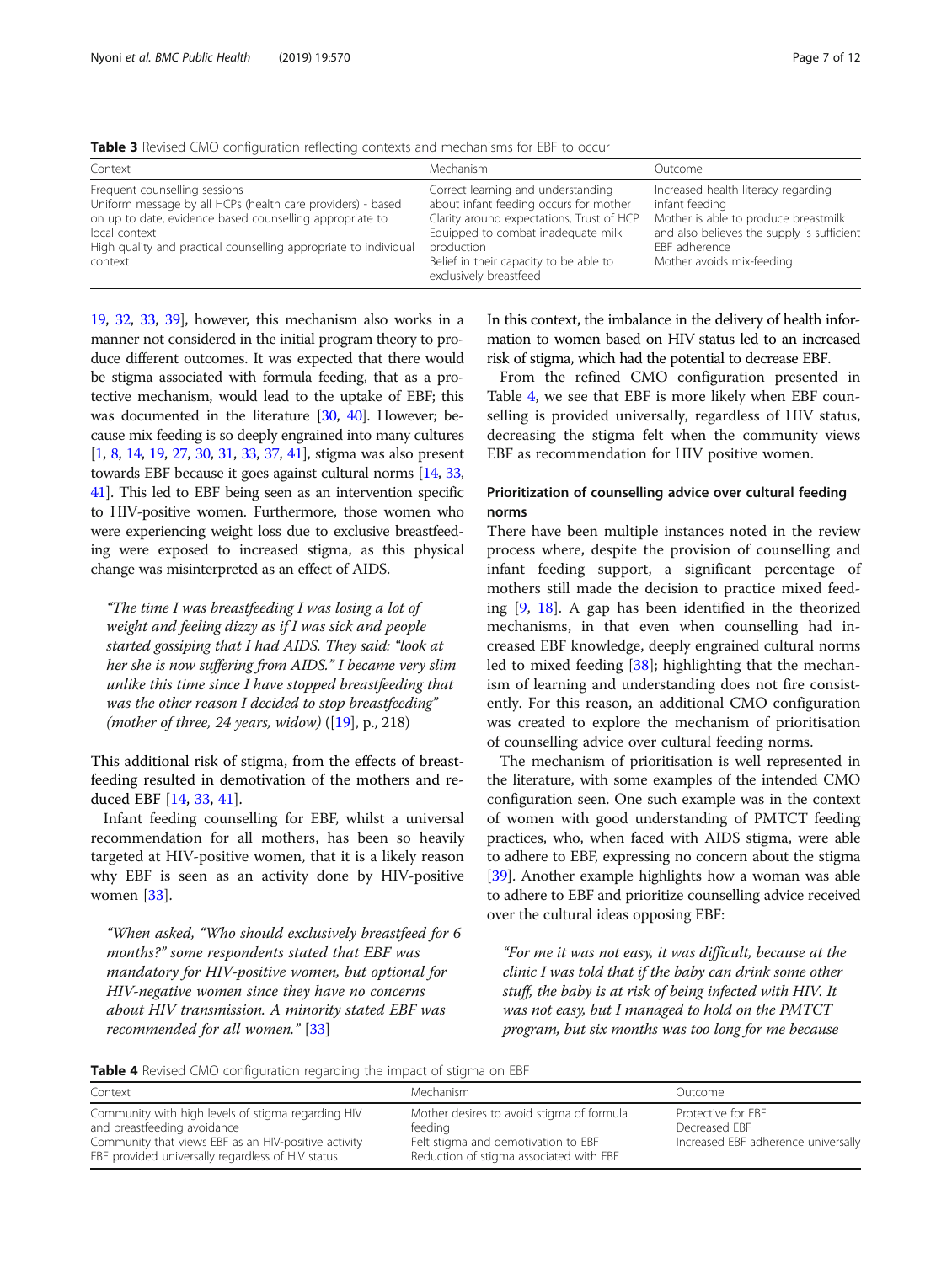**Table 3** Revised CMO configuration reflecting contexts and mechanisms for EBF to occur

| Context | Mechanism | Outcome |
|---|---|---|
| Frequent counselling sessions<br>Uniform message by all HCPs (health care providers) - based on up to date, evidence based counselling appropriate to local context<br>High quality and practical counselling appropriate to individual context | Correct learning and understanding about infant feeding occurs for mother<br>Clarity around expectations, Trust of HCP<br>Equipped to combat inadequate milk production<br>Belief in their capacity to be able to exclusively breastfeed | Increased health literacy regarding infant feeding<br>Mother is able to produce breastmilk and also believes the supply is sufficient<br>EBF adherence<br>Mother avoids mix-feeding |

19, 32, 33, 39], however, this mechanism also works in a manner not considered in the initial program theory to produce different outcomes. It was expected that there would be stigma associated with formula feeding, that as a protective mechanism, would lead to the uptake of EBF; this was documented in the literature [30, 40]. However; because mix feeding is so deeply engrained into many cultures [1, 8, 14, 19, 27, 30, 31, 33, 37, 41], stigma was also present towards EBF because it goes against cultural norms [14, 33, 41]. This led to EBF being seen as an intervention specific to HIV-positive women. Furthermore, those women who were experiencing weight loss due to exclusive breastfeeding were exposed to increased stigma, as this physical change was misinterpreted as an effect of AIDS.

> *"The time I was breastfeeding I was losing a lot of weight and feeling dizzy as if I was sick and people started gossiping that I had AIDS. They said: "look at her she is now suffering from AIDS." I became very slim unlike this time since I have stopped breastfeeding that was the other reason I decided to stop breastfeeding" (mother of three, 24 years, widow)* ([19], p., 218)

This additional risk of stigma, from the effects of breastfeeding resulted in demotivation of the mothers and reduced EBF [14, 33, 41].

Infant feeding counselling for EBF, whilst a universal recommendation for all mothers, has been so heavily targeted at HIV-positive women, that it is a likely reason why EBF is seen as an activity done by HIV-positive women [33].

> *"When asked, "Who should exclusively breastfeed for 6 months?" some respondents stated that EBF was mandatory for HIV-positive women, but optional for HIV-negative women since they have no concerns about HIV transmission. A minority stated EBF was recommended for all women."* [33]

In this context, the imbalance in the delivery of health information to women based on HIV status led to an increased risk of stigma, which had the potential to decrease EBF.

From the refined CMO configuration presented in Table 4, we see that EBF is more likely when EBF counselling is provided universally, regardless of HIV status, decreasing the stigma felt when the community views EBF as recommendation for HIV positive women.

### Prioritization of counselling advice over cultural feeding norms

There have been multiple instances noted in the review process where, despite the provision of counselling and infant feeding support, a significant percentage of mothers still made the decision to practice mixed feeding [9, 18]. A gap has been identified in the theorized mechanisms, in that even when counselling had increased EBF knowledge, deeply engrained cultural norms led to mixed feeding [38]; highlighting that the mechanism of learning and understanding does not fire consistently. For this reason, an additional CMO configuration was created to explore the mechanism of prioritisation of counselling advice over cultural feeding norms.

The mechanism of prioritisation is well represented in the literature, with some examples of the intended CMO configuration seen. One such example was in the context of women with good understanding of PMTCT feeding practices, who, when faced with AIDS stigma, were able to adhere to EBF, expressing no concern about the stigma [39]. Another example highlights how a woman was able to adhere to EBF and prioritize counselling advice received over the cultural ideas opposing EBF:

> *"For me it was not easy, it was difficult, because at the clinic I was told that if the baby can drink some other stuff, the baby is at risk of being infected with HIV. It was not easy, but I managed to hold on the PMTCT program, but six months was too long for me because*

**Table 4** Revised CMO configuration regarding the impact of stigma on EBF

| Context | Mechanism | Outcome |
|---|---|---|
| Community with high levels of stigma regarding HIV and breastfeeding avoidance | Mother desires to avoid stigma of formula feeding | Protective for EBF |
| Community that views EBF as an HIV-positive activity | Felt stigma and demotivation to EBF | Decreased EBF |
| EBF provided universally regardless of HIV status | Reduction of stigma associated with EBF | Increased EBF adherence universally |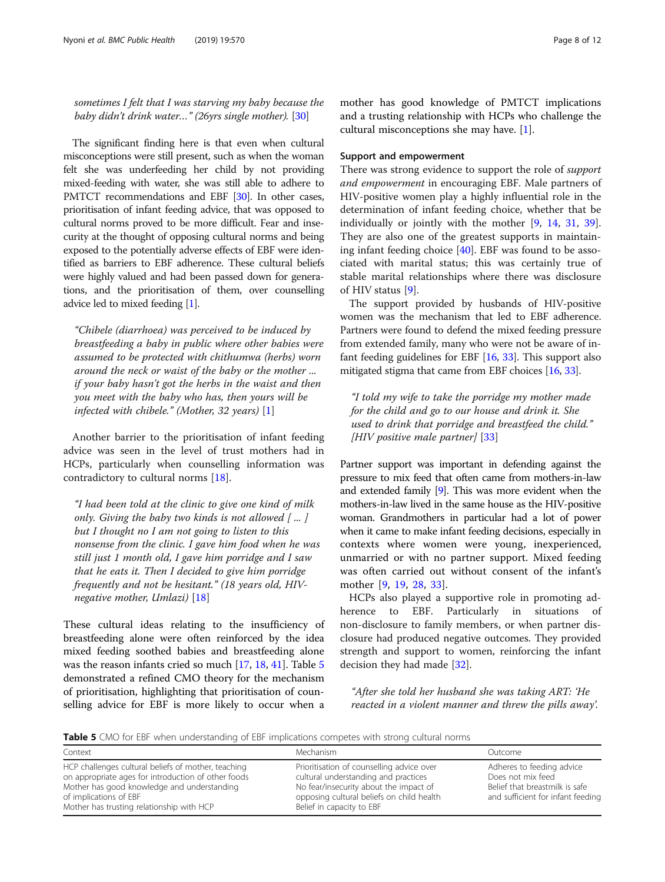*sometimes I felt that I was starving my baby because the baby didn't drink water…" (26yrs single mother).* [30]

The significant finding here is that even when cultural misconceptions were still present, such as when the woman felt she was underfeeding her child by not providing mixed-feeding with water, she was still able to adhere to PMTCT recommendations and EBF [30]. In other cases, prioritisation of infant feeding advice, that was opposed to cultural norms proved to be more difficult. Fear and insecurity at the thought of opposing cultural norms and being exposed to the potentially adverse effects of EBF were identified as barriers to EBF adherence. These cultural beliefs were highly valued and had been passed down for generations, and the prioritisation of them, over counselling advice led to mixed feeding [1].

> *"Chibele (diarrhoea) was perceived to be induced by breastfeeding a baby in public where other babies were assumed to be protected with chithumwa (herbs) worn around the neck or waist of the baby or the mother ... if your baby hasn't got the herbs in the waist and then you meet with the baby who has, then yours will be infected with chibele." (Mother, 32 years)* [1]

Another barrier to the prioritisation of infant feeding advice was seen in the level of trust mothers had in HCPs, particularly when counselling information was contradictory to cultural norms [18].

> *"I had been told at the clinic to give one kind of milk only. Giving the baby two kinds is not allowed [ ... ] but I thought no I am not going to listen to this nonsense from the clinic. I gave him food when he was still just 1 month old, I gave him porridge and I saw that he eats it. Then I decided to give him porridge frequently and not be hesitant." (18 years old, HIV-negative mother, Umlazi)* [18]

These cultural ideas relating to the insufficiency of breastfeeding alone were often reinforced by the idea mixed feeding soothed babies and breastfeeding alone was the reason infants cried so much [17, 18, 41]. Table 5 demonstrated a refined CMO theory for the mechanism of prioritisation, highlighting that prioritisation of counselling advice for EBF is more likely to occur when a mother has good knowledge of PMTCT implications and a trusting relationship with HCPs who challenge the cultural misconceptions she may have. [1].

### Support and empowerment

There was strong evidence to support the role of *support and empowerment* in encouraging EBF. Male partners of HIV-positive women play a highly influential role in the determination of infant feeding choice, whether that be individually or jointly with the mother [9, 14, 31, 39]. They are also one of the greatest supports in maintaining infant feeding choice [40]. EBF was found to be associated with marital status; this was certainly true of stable marital relationships where there was disclosure of HIV status [9].

The support provided by husbands of HIV-positive women was the mechanism that led to EBF adherence. Partners were found to defend the mixed feeding pressure from extended family, many who were not be aware of infant feeding guidelines for EBF [16, 33]. This support also mitigated stigma that came from EBF choices [16, 33].

> *"I told my wife to take the porridge my mother made for the child and go to our house and drink it. She used to drink that porridge and breastfeed the child." [HIV positive male partner]* [33]

Partner support was important in defending against the pressure to mix feed that often came from mothers-in-law and extended family [9]. This was more evident when the mothers-in-law lived in the same house as the HIV-positive woman. Grandmothers in particular had a lot of power when it came to make infant feeding decisions, especially in contexts where women were young, inexperienced, unmarried or with no partner support. Mixed feeding was often carried out without consent of the infant's mother [9, 19, 28, 33].

HCPs also played a supportive role in promoting adherence to EBF. Particularly in situations of non-disclosure to family members, or when partner disclosure had produced negative outcomes. They provided strength and support to women, reinforcing the infant decision they had made [32].

> *"After she told her husband she was taking ART: 'He reacted in a violent manner and threw the pills away'.*

**Table 5** CMO for EBF when understanding of EBF implications competes with strong cultural norms

| Context | Mechanism | Outcome |
|---|---|---|
| HCP challenges cultural beliefs of mother, teaching on appropriate ages for introduction of other foods<br>Mother has good knowledge and understanding of implications of EBF<br>Mother has trusting relationship with HCP | Prioritisation of counselling advice over cultural understanding and practices<br>No fear/insecurity about the impact of opposing cultural beliefs on child health<br>Belief in capacity to EBF | Adheres to feeding advice<br>Does not mix feed<br>Belief that breastmilk is safe and sufficient for infant feeding |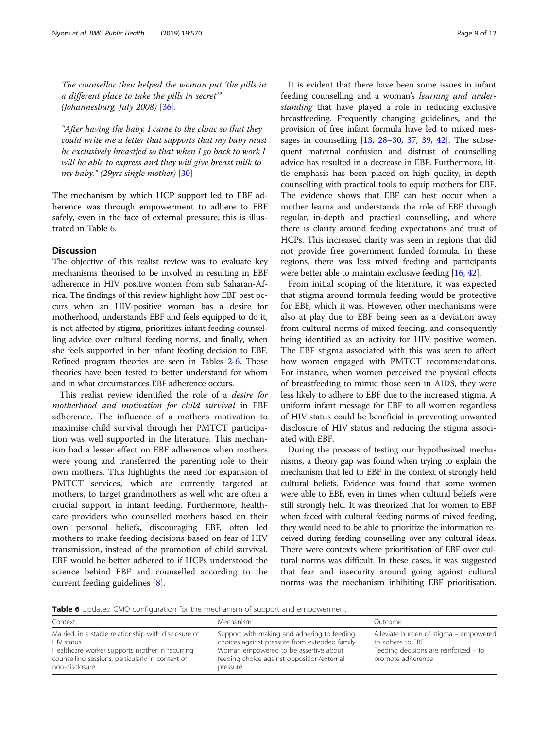*The counsellor then helped the woman put 'the pills in a different place to take the pills in secret'" (Johannesburg, July 2008)* [36].

*"After having the baby, I came to the clinic so that they could write me a letter that supports that my baby must be exclusively breastfed so that when I go back to work I will be able to express and they will give breast milk to my baby." (29yrs single mother)* [30]

The mechanism by which HCP support led to EBF adherence was through empowerment to adhere to EBF safely, even in the face of external pressure; this is illustrated in Table 6.

## Discussion

The objective of this realist review was to evaluate key mechanisms theorised to be involved in resulting in EBF adherence in HIV positive women from sub Saharan-Africa. The findings of this review highlight how EBF best occurs when an HIV-positive woman has a desire for motherhood, understands EBF and feels equipped to do it, is not affected by stigma, prioritizes infant feeding counselling advice over cultural feeding norms, and finally, when she feels supported in her infant feeding decision to EBF. Refined program theories are seen in Tables 2-6. These theories have been tested to better understand for whom and in what circumstances EBF adherence occurs.

This realist review identified the role of a *desire for motherhood and motivation for child survival* in EBF adherence. The influence of a mother's motivation to maximise child survival through her PMTCT participation was well supported in the literature. This mechanism had a lesser effect on EBF adherence when mothers were young and transferred the parenting role to their own mothers. This highlights the need for expansion of PMTCT services, which are currently targeted at mothers, to target grandmothers as well who are often a crucial support in infant feeding. Furthermore, healthcare providers who counselled mothers based on their own personal beliefs, discouraging EBF, often led mothers to make feeding decisions based on fear of HIV transmission, instead of the promotion of child survival. EBF would be better adhered to if HCPs understood the science behind EBF and counselled according to the current feeding guidelines [8].

It is evident that there have been some issues in infant feeding counselling and a woman's *learning and understanding* that have played a role in reducing exclusive breastfeeding. Frequently changing guidelines, and the provision of free infant formula have led to mixed messages in counselling [13, 28–30, 37, 39, 42]. The subsequent maternal confusion and distrust of counselling advice has resulted in a decrease in EBF. Furthermore, little emphasis has been placed on high quality, in-depth counselling with practical tools to equip mothers for EBF. The evidence shows that EBF can best occur when a mother learns and understands the role of EBF through regular, in-depth and practical counselling, and where there is clarity around feeding expectations and trust of HCPs. This increased clarity was seen in regions that did not provide free government funded formula. In these regions, there was less mixed feeding and participants were better able to maintain exclusive feeding [16, 42].

From initial scoping of the literature, it was expected that stigma around formula feeding would be protective for EBF, which it was. However, other mechanisms were also at play due to EBF being seen as a deviation away from cultural norms of mixed feeding, and consequently being identified as an activity for HIV positive women. The EBF stigma associated with this was seen to affect how women engaged with PMTCT recommendations. For instance, when women perceived the physical effects of breastfeeding to mimic those seen in AIDS, they were less likely to adhere to EBF due to the increased stigma. A uniform infant message for EBF to all women regardless of HIV status could be beneficial in preventing unwanted disclosure of HIV status and reducing the stigma associated with EBF.

During the process of testing our hypothesized mechanisms, a theory gap was found when trying to explain the mechanism that led to EBF in the context of strongly held cultural beliefs. Evidence was found that some women were able to EBF, even in times when cultural beliefs were still strongly held. It was theorized that for women to EBF when faced with cultural feeding norms of mixed feeding, they would need to be able to prioritize the information received during feeding counselling over any cultural ideas. There were contexts where prioritisation of EBF over cultural norms was difficult. In these cases, it was suggested that fear and insecurity around going against cultural norms was the mechanism inhibiting EBF prioritisation.

**Table 6** Updated CMO configuration for the mechanism of support and empowerment

| Context | Mechanism | Outcome |
|---|---|---|
| Married, in a stable relationship with disclosure of HIV status<br>Healthcare worker supports mother in recurring counselling sessions, particularly in context of non-disclosure | Support with making and adhering to feeding choices against pressure from extended family<br>Woman empowered to be assertive about feeding choice against opposition/external pressure. | Alleviate burden of stigma – empowered to adhere to EBF<br>Feeding decisions are reinforced – to promote adherence |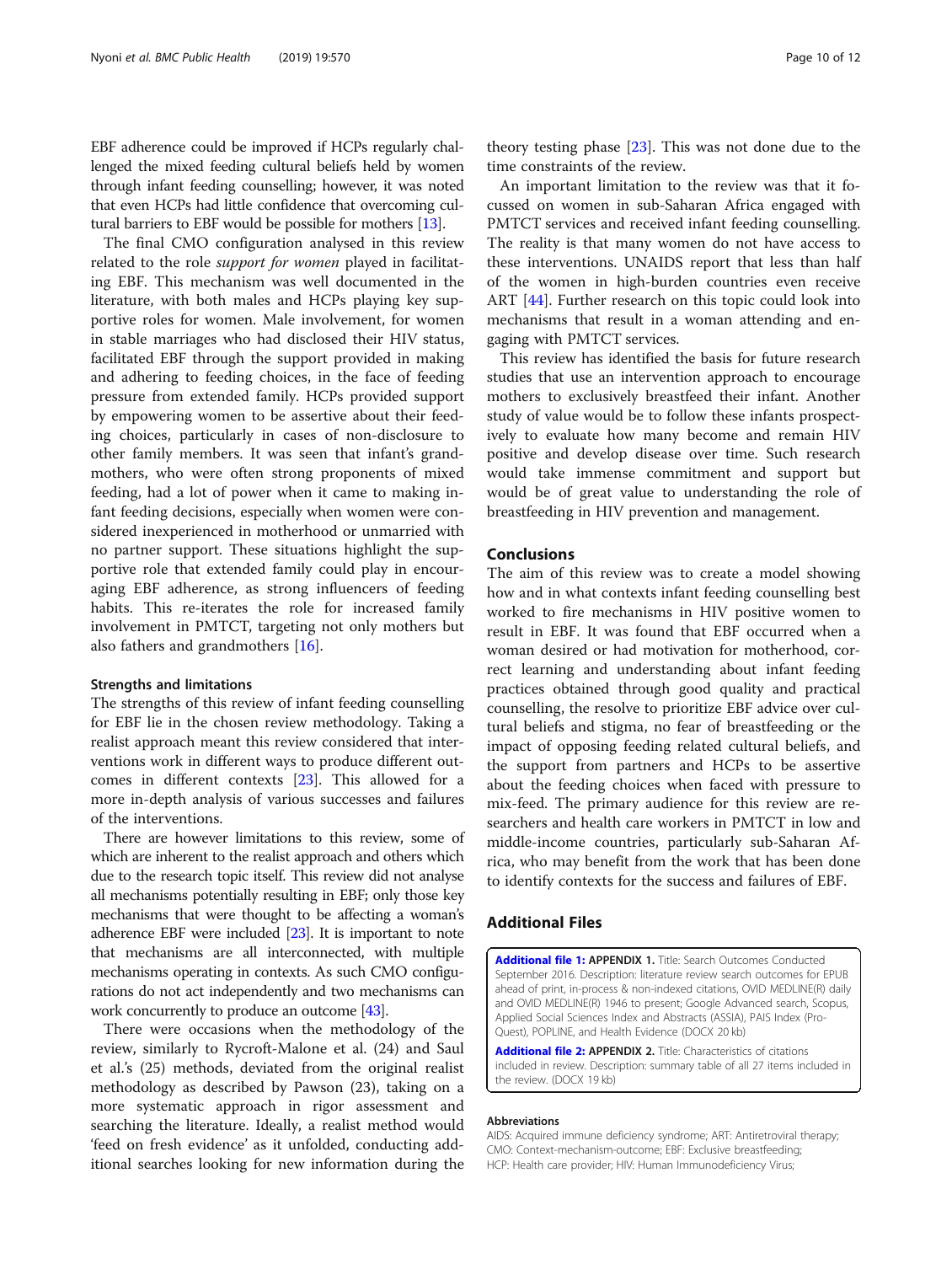EBF adherence could be improved if HCPs regularly challenged the mixed feeding cultural beliefs held by women through infant feeding counselling; however, it was noted that even HCPs had little confidence that overcoming cultural barriers to EBF would be possible for mothers [13].

The final CMO configuration analysed in this review related to the role *support for women* played in facilitating EBF. This mechanism was well documented in the literature, with both males and HCPs playing key supportive roles for women. Male involvement, for women in stable marriages who had disclosed their HIV status, facilitated EBF through the support provided in making and adhering to feeding choices, in the face of feeding pressure from extended family. HCPs provided support by empowering women to be assertive about their feeding choices, particularly in cases of non-disclosure to other family members. It was seen that infant's grandmothers, who were often strong proponents of mixed feeding, had a lot of power when it came to making infant feeding decisions, especially when women were considered inexperienced in motherhood or unmarried with no partner support. These situations highlight the supportive role that extended family could play in encouraging EBF adherence, as strong influencers of feeding habits. This re-iterates the role for increased family involvement in PMTCT, targeting not only mothers but also fathers and grandmothers [16].

### Strengths and limitations

The strengths of this review of infant feeding counselling for EBF lie in the chosen review methodology. Taking a realist approach meant this review considered that interventions work in different ways to produce different outcomes in different contexts [23]. This allowed for a more in-depth analysis of various successes and failures of the interventions.

There are however limitations to this review, some of which are inherent to the realist approach and others which due to the research topic itself. This review did not analyse all mechanisms potentially resulting in EBF; only those key mechanisms that were thought to be affecting a woman's adherence EBF were included [23]. It is important to note that mechanisms are all interconnected, with multiple mechanisms operating in contexts. As such CMO configurations do not act independently and two mechanisms can work concurrently to produce an outcome [43].

There were occasions when the methodology of the review, similarly to Rycroft-Malone et al. (24) and Saul et al.'s (25) methods, deviated from the original realist methodology as described by Pawson (23), taking on a more systematic approach in rigor assessment and searching the literature. Ideally, a realist method would 'feed on fresh evidence' as it unfolded, conducting additional searches looking for new information during the theory testing phase [23]. This was not done due to the time constraints of the review.

An important limitation to the review was that it focussed on women in sub-Saharan Africa engaged with PMTCT services and received infant feeding counselling. The reality is that many women do not have access to these interventions. UNAIDS report that less than half of the women in high-burden countries even receive ART [44]. Further research on this topic could look into mechanisms that result in a woman attending and engaging with PMTCT services.

This review has identified the basis for future research studies that use an intervention approach to encourage mothers to exclusively breastfeed their infant. Another study of value would be to follow these infants prospectively to evaluate how many become and remain HIV positive and develop disease over time. Such research would take immense commitment and support but would be of great value to understanding the role of breastfeeding in HIV prevention and management.

## Conclusions

The aim of this review was to create a model showing how and in what contexts infant feeding counselling best worked to fire mechanisms in HIV positive women to result in EBF. It was found that EBF occurred when a woman desired or had motivation for motherhood, correct learning and understanding about infant feeding practices obtained through good quality and practical counselling, the resolve to prioritize EBF advice over cultural beliefs and stigma, no fear of breastfeeding or the impact of opposing feeding related cultural beliefs, and the support from partners and HCPs to be assertive about the feeding choices when faced with pressure to mix-feed. The primary audience for this review are researchers and health care workers in PMTCT in low and middle-income countries, particularly sub-Saharan Africa, who may benefit from the work that has been done to identify contexts for the success and failures of EBF.

## Additional Files

**Additional file 1:** **APPENDIX 1.** Title: Search Outcomes Conducted September 2016. Description: literature review search outcomes for EPUB ahead of print, in-process & non-indexed citations, OVID MEDLINE(R) daily and OVID MEDLINE(R) 1946 to present; Google Advanced search, Scopus, Applied Social Sciences Index and Abstracts (ASSIA), PAIS Index (ProQuest), POPLINE, and Health Evidence (DOCX 20 kb)

**Additional file 2:** **APPENDIX 2.** Title: Characteristics of citations included in review. Description: summary table of all 27 items included in the review. (DOCX 19 kb)

#### Abbreviations

AIDS: Acquired immune deficiency syndrome; ART: Antiretroviral therapy; CMO: Context-mechanism-outcome; EBF: Exclusive breastfeeding; HCP: Health care provider; HIV: Human Immunodeficiency Virus;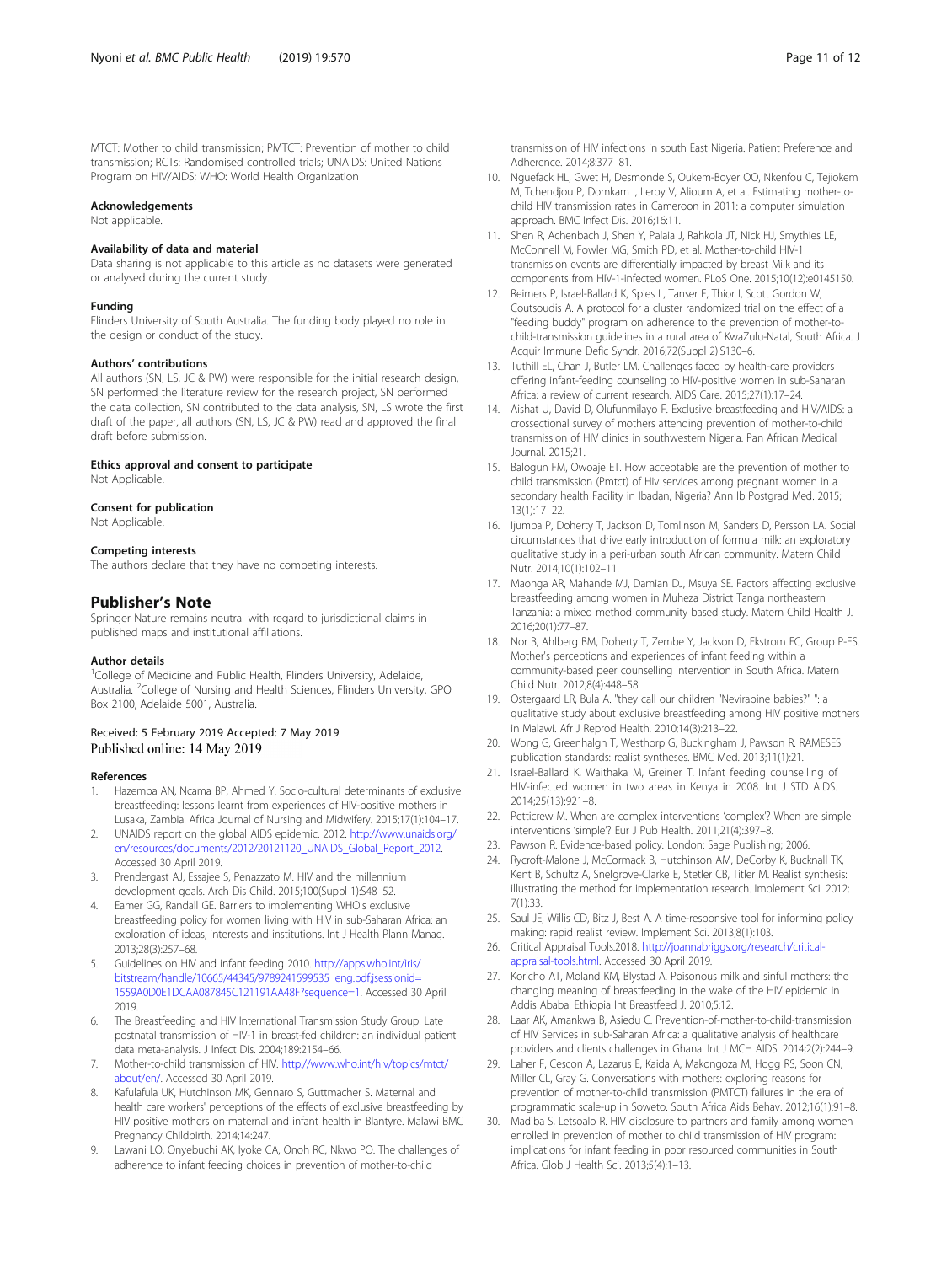MTCT: Mother to child transmission; PMTCT: Prevention of mother to child transmission; RCTs: Randomised controlled trials; UNAIDS: United Nations Program on HIV/AIDS; WHO: World Health Organization

### Acknowledgements

Not applicable.

### Availability of data and material

Data sharing is not applicable to this article as no datasets were generated or analysed during the current study.

### Funding

Flinders University of South Australia. The funding body played no role in the design or conduct of the study.

### Authors' contributions

All authors (SN, LS, JC & PW) were responsible for the initial research design, SN performed the literature review for the research project, SN performed the data collection, SN contributed to the data analysis, SN, LS wrote the first draft of the paper, all authors (SN, LS, JC & PW) read and approved the final draft before submission.

### Ethics approval and consent to participate

Not Applicable.

### Consent for publication

Not Applicable.

### Competing interests

The authors declare that they have no competing interests.

## Publisher's Note

Springer Nature remains neutral with regard to jurisdictional claims in published maps and institutional affiliations.

### Author details

[1]College of Medicine and Public Health, Flinders University, Adelaide, Australia. [2]College of Nursing and Health Sciences, Flinders University, GPO Box 2100, Adelaide 5001, Australia.

Received: 5 February 2019 Accepted: 7 May 2019
Published online: 14 May 2019

### References

1. Hazemba AN, Ncama BP, Ahmed Y. Socio-cultural determinants of exclusive breastfeeding: lessons learnt from experiences of HIV-positive mothers in Lusaka, Zambia. Africa Journal of Nursing and Midwifery. 2015;17(1):104–17.
2. UNAIDS report on the global AIDS epidemic. 2012. http://www.unaids.org/en/resources/documents/2012/20121120_UNAIDS_Global_Report_2012. Accessed 30 April 2019.
3. Prendergast AJ, Essajee S, Penazzato M. HIV and the millennium development goals. Arch Dis Child. 2015;100(Suppl 1):S48–52.
4. Earner GG, Randall GE. Barriers to implementing WHO's exclusive breastfeeding policy for women living with HIV in sub-Saharan Africa: an exploration of ideas, interests and institutions. Int J Health Plann Manag. 2013;28(3):257–68.
5. Guidelines on HIV and infant feeding 2010. http://apps.who.int/iris/bitstream/handle/10665/44345/9789241599535_eng.pdf;jsessionid=1559A0D0E1DCAA087845C121191AA48F?sequence=1. Accessed 30 April 2019.
6. The Breastfeeding and HIV International Transmission Study Group. Late postnatal transmission of HIV-1 in breast-fed children: an individual patient data meta-analysis. J Infect Dis. 2004;189:2154–66.
7. Mother-to-child transmission of HIV. http://www.who.int/hiv/topics/mtct/about/en/. Accessed 30 April 2019.
8. Kafulafula UK, Hutchinson MK, Gennaro S, Guttmacher S. Maternal and health care workers' perceptions of the effects of exclusive breastfeeding by HIV positive mothers on maternal and infant health in Blantyre. Malawi BMC Pregnancy Childbirth. 2014;14:247.
9. Lawani LO, Onyebuchi AK, Iyoke CA, Onoh RC, Nkwo PO. The challenges of adherence to infant feeding choices in prevention of mother-to-child transmission of HIV infections in south East Nigeria. Patient Preference and Adherence. 2014;8:377–81.
10. Nguefack HL, Gwet H, Desmonde S, Oukem-Boyer OO, Nkenfou C, Tejiokem M, Tchendjou P, Domkam I, Leroy V, Alioum A, et al. Estimating mother-to-child HIV transmission rates in Cameroon in 2011: a computer simulation approach. BMC Infect Dis. 2016;16:11.
11. Shen R, Achenbach J, Shen Y, Palaia J, Rahkola JT, Nick HJ, Smythies LE, McConnell M, Fowler MG, Smith PD, et al. Mother-to-child HIV-1 transmission events are differentially impacted by breast Milk and its components from HIV-1-infected women. PLoS One. 2015;10(12):e0145150.
12. Reimers P, Israel-Ballard K, Spies L, Tanser F, Thior I, Scott Gordon W, Coutsoudis A. A protocol for a cluster randomized trial on the effect of a "feeding buddy" program on adherence to the prevention of mother-to-child-transmission guidelines in a rural area of KwaZulu-Natal, South Africa. J Acquir Immune Defic Syndr. 2016;72(Suppl 2):S130–6.
13. Tuthill EL, Chan J, Butler LM. Challenges faced by health-care providers offering infant-feeding counseling to HIV-positive women in sub-Saharan Africa: a review of current research. AIDS Care. 2015;27(1):17–24.
14. Aishat U, David D, Olufunmilayo F. Exclusive breastfeeding and HIV/AIDS: a crossectional survey of mothers attending prevention of mother-to-child transmission of HIV clinics in southwestern Nigeria. Pan African Medical Journal. 2015;21.
15. Balogun FM, Owoaje ET. How acceptable are the prevention of mother to child transmission (Pmtct) of Hiv services among pregnant women in a secondary health Facility in Ibadan, Nigeria? Ann Ib Postgrad Med. 2015;13(1):17–22.
16. Ijumba P, Doherty T, Jackson D, Tomlinson M, Sanders D, Persson LA. Social circumstances that drive early introduction of formula milk: an exploratory qualitative study in a peri-urban south African community. Matern Child Nutr. 2014;10(1):102–11.
17. Maonga AR, Mahande MJ, Damian DJ, Msuya SE. Factors affecting exclusive breastfeeding among women in Muheza District Tanga northeastern Tanzania: a mixed method community based study. Matern Child Health J. 2016;20(1):77–87.
18. Nor B, Ahlberg BM, Doherty T, Zembe Y, Jackson D, Ekstrom EC, Group P-ES. Mother's perceptions and experiences of infant feeding within a community-based peer counselling intervention in South Africa. Matern Child Nutr. 2012;8(4):448–58.
19. Ostergaard LR, Bula A. "they call our children "Nevirapine babies?" ": a qualitative study about exclusive breastfeeding among HIV positive mothers in Malawi. Afr J Reprod Health. 2010;14(3):213–22.
20. Wong G, Greenhalgh T, Westhorp G, Buckingham J, Pawson R. RAMESES publication standards: realist syntheses. BMC Med. 2013;11(1):21.
21. Israel-Ballard K, Waithaka M, Greiner T. Infant feeding counselling of HIV-infected women in two areas in Kenya in 2008. Int J STD AIDS. 2014;25(13):921–8.
22. Petticrew M. When are complex interventions 'complex'? When are simple interventions 'simple'? Eur J Pub Health. 2011;21(4):397–8.
23. Pawson R. Evidence-based policy. London: Sage Publishing; 2006.
24. Rycroft-Malone J, McCormack B, Hutchinson AM, DeCorby K, Bucknall TK, Kent B, Schultz A, Snelgrove-Clarke E, Stetler CB, Titler M. Realist synthesis: illustrating the method for implementation research. Implement Sci. 2012;7(1):33.
25. Saul JE, Willis CD, Bitz J, Best A. A time-responsive tool for informing policy making: rapid realist review. Implement Sci. 2013;8(1):103.
26. Critical Appraisal Tools.2018. http://joannabriggs.org/research/critical-appraisal-tools.html. Accessed 30 April 2019.
27. Koricho AT, Moland KM, Blystad A. Poisonous milk and sinful mothers: the changing meaning of breastfeeding in the wake of the HIV epidemic in Addis Ababa. Ethiopia Int Breastfeed J. 2010;5:12.
28. Laar AK, Amankwa B, Asiedu C. Prevention-of-mother-to-child-transmission of HIV Services in sub-Saharan Africa: a qualitative analysis of healthcare providers and clients challenges in Ghana. Int J MCH AIDS. 2014;2(2):244–9.
29. Laher F, Cescon A, Lazarus E, Kaida A, Makongoza M, Hogg RS, Soon CN, Miller CL, Gray G. Conversations with mothers: exploring reasons for prevention of mother-to-child transmission (PMTCT) failures in the era of programmatic scale-up in Soweto. South Africa Aids Behav. 2012;16(1):91–8.
30. Madiba S, Letsoalo R. HIV disclosure to partners and family among women enrolled in prevention of mother to child transmission of HIV program: implications for infant feeding in poor resourced communities in South Africa. Glob J Health Sci. 2013;5(4):1–13.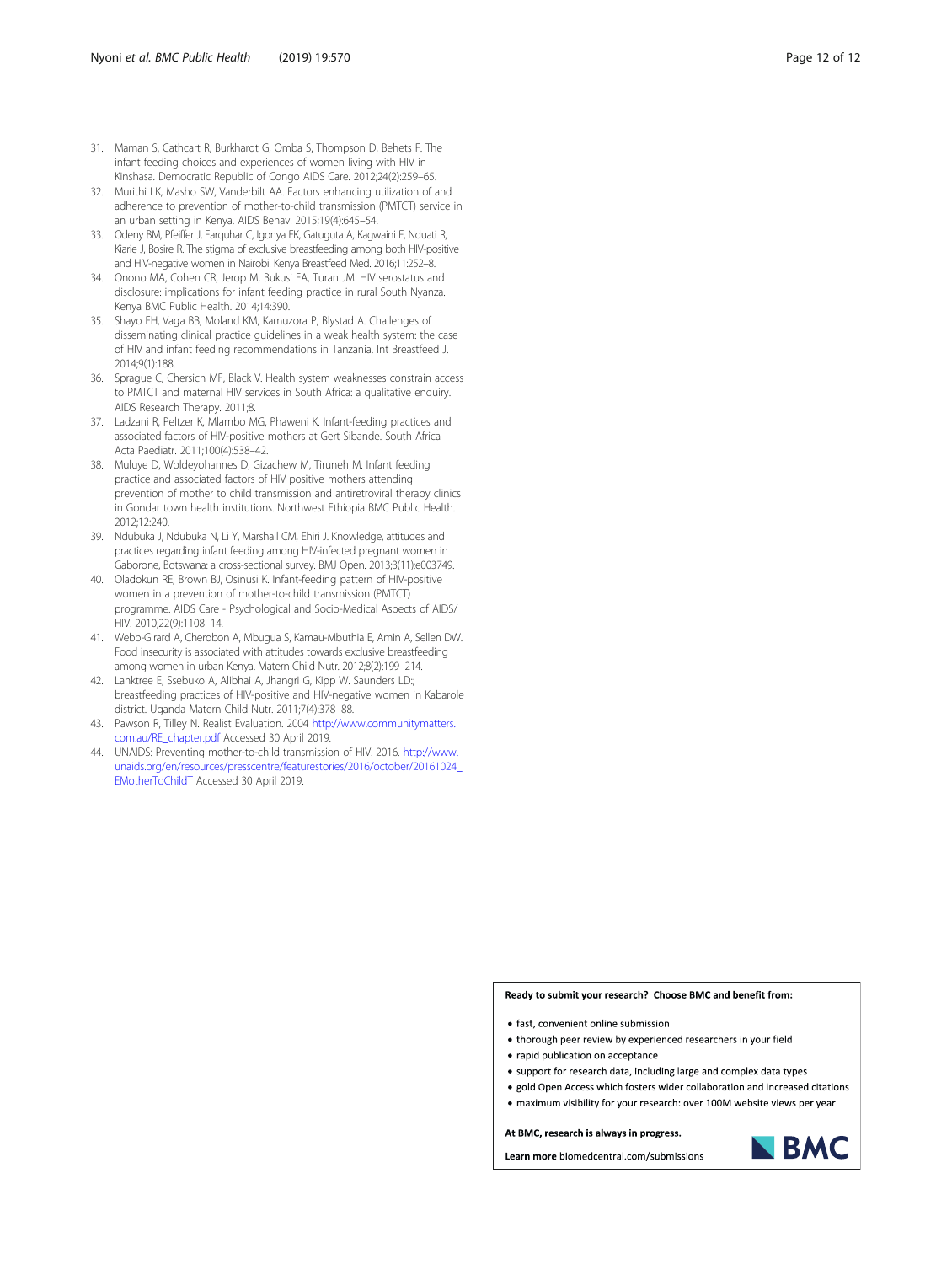31. Maman S, Cathcart R, Burkhardt G, Omba S, Thompson D, Behets F. The infant feeding choices and experiences of women living with HIV in Kinshasa. Democratic Republic of Congo AIDS Care. 2012;24(2):259–65.
32. Murithi LK, Masho SW, Vanderbilt AA. Factors enhancing utilization of and adherence to prevention of mother-to-child transmission (PMTCT) service in an urban setting in Kenya. AIDS Behav. 2015;19(4):645–54.
33. Odeny BM, Pfeiffer J, Farquhar C, Igonya EK, Gatuguta A, Kagwaini F, Nduati R, Kiarie J, Bosire R. The stigma of exclusive breastfeeding among both HIV-positive and HIV-negative women in Nairobi. Kenya Breastfeed Med. 2016;11:252–8.
34. Onono MA, Cohen CR, Jerop M, Bukusi EA, Turan JM. HIV serostatus and disclosure: implications for infant feeding practice in rural South Nyanza. Kenya BMC Public Health. 2014;14:390.
35. Shayo EH, Vaga BB, Moland KM, Kamuzora P, Blystad A. Challenges of disseminating clinical practice guidelines in a weak health system: the case of HIV and infant feeding recommendations in Tanzania. Int Breastfeed J. 2014;9(1):188.
36. Sprague C, Chersich MF, Black V. Health system weaknesses constrain access to PMTCT and maternal HIV services in South Africa: a qualitative enquiry. AIDS Research Therapy. 2011;8.
37. Ladzani R, Peltzer K, Mlambo MG, Phaweni K. Infant-feeding practices and associated factors of HIV-positive mothers at Gert Sibande. South Africa Acta Paediatr. 2011;100(4):538–42.
38. Muluye D, Woldeyohannes D, Gizachew M, Tiruneh M. Infant feeding practice and associated factors of HIV positive mothers attending prevention of mother to child transmission and antiretroviral therapy clinics in Gondar town health institutions. Northwest Ethiopia BMC Public Health. 2012;12:240.
39. Ndubuka J, Ndubuka N, Li Y, Marshall CM, Ehiri J. Knowledge, attitudes and practices regarding infant feeding among HIV-infected pregnant women in Gaborone, Botswana: a cross-sectional survey. BMJ Open. 2013;3(11):e003749.
40. Oladokun RE, Brown BJ, Osinusi K. Infant-feeding pattern of HIV-positive women in a prevention of mother-to-child transmission (PMTCT) programme. AIDS Care - Psychological and Socio-Medical Aspects of AIDS/HIV. 2010;22(9):1108–14.
41. Webb-Girard A, Cherobon A, Mbugua S, Kamau-Mbuthia E, Amin A, Sellen DW. Food insecurity is associated with attitudes towards exclusive breastfeeding among women in urban Kenya. Matern Child Nutr. 2012;8(2):199–214.
42. Lanktree E, Ssebuko A, Alibhai A, Jhangri G, Kipp W. Saunders LD:; breastfeeding practices of HIV-positive and HIV-negative women in Kabarole district. Uganda Matern Child Nutr. 2011;7(4):378–88.
43. Pawson R, Tilley N. Realist Evaluation. 2004 http://www.communitymatters.com.au/RE_chapter.pdf Accessed 30 April 2019.
44. UNAIDS: Preventing mother-to-child transmission of HIV. 2016. http://www.unaids.org/en/resources/presscentre/featurestories/2016/october/20161024_EMotherToChildT Accessed 30 April 2019.